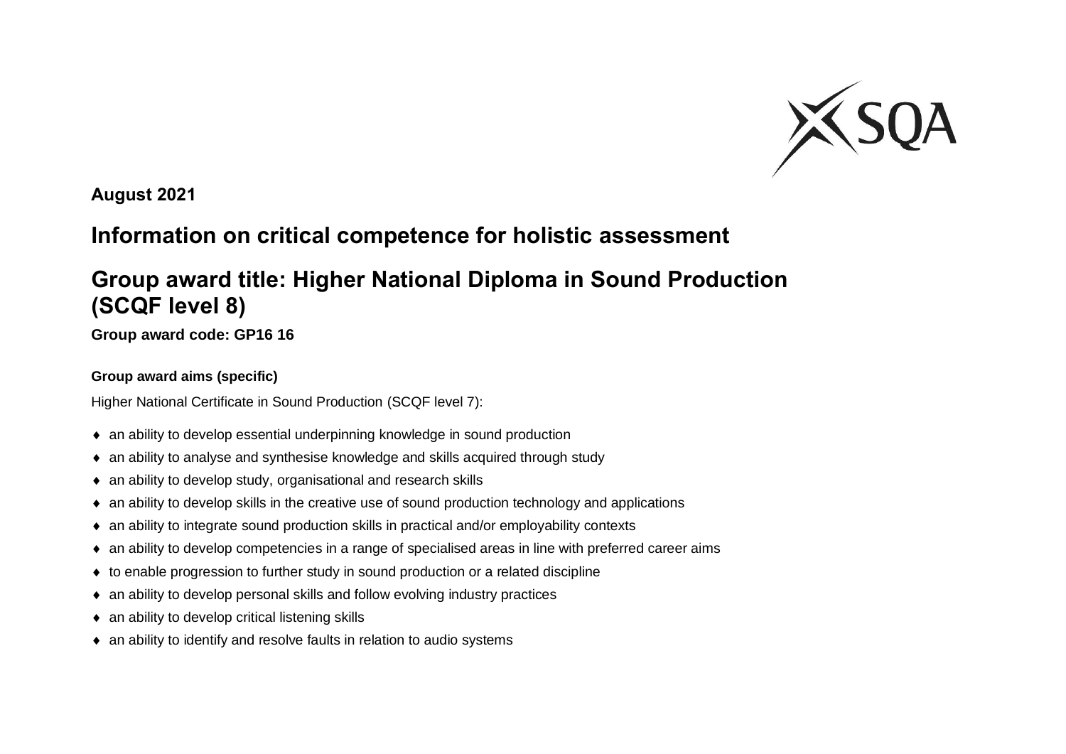**August 2021**

# Information on critical competence for holistic assessment

## Group award title: Higher National Diploma in Sound Production (SCQF level 8)

**Group award code: GP16 16**

### Group award aims (specific)

Higher National Certificate in Sound Production (SCQF level 7):

- an ability to develop essential underpinning knowledge in sound production
- an ability to analyse and synthesise knowledge and skills acquired through study
- an ability to develop study, organisational and research skills
- an ability to develop skills in the creative use of sound production technology and applications
- an ability to integrate sound production skills in practical and/or employability contexts
- an ability to develop competencies in a range of specialised areas in line with preferred career aims
- to enable progression to further study in sound production or a related discipline
- an ability to develop personal skills and follow evolving industry practices
- an ability to develop critical listening skills
- an ability to identify and resolve faults in relation to audio systems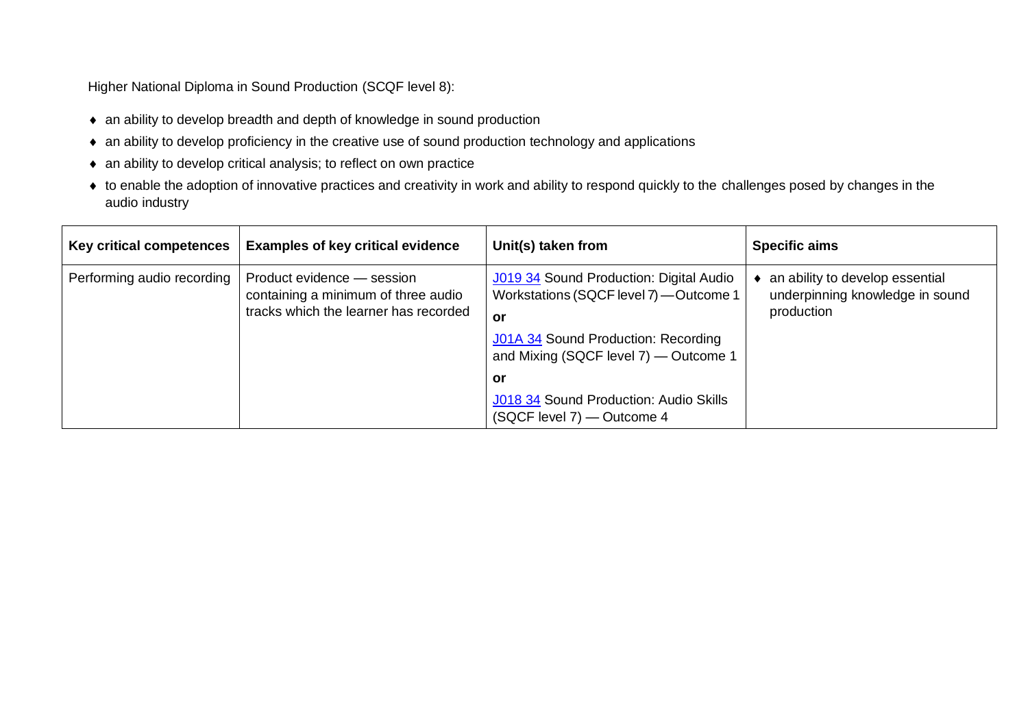Higher National Diploma in Sound Production (SCQF level 8):

- an ability to develop breadth and depth of knowledge in sound production
- an ability to develop proficiency in the creative use of sound production technology and applications
- an ability to develop critical analysis; to reflect on own practice
- to enable the adoption of innovative practices and creativity in work and ability to respond quickly to the challenges posed by changes in the audio industry

| Key critical competences | Examples of key critical evidence | Unit(s) taken from | Specific aims |
|---|---|---|---|
| Performing audio recording | Product evidence — session containing a minimum of three audio tracks which the learner has recorded | J019 34 Sound Production: Digital Audio Workstations (SQCF level 7) — Outcome 1<br>**or**<br>J01A 34 Sound Production: Recording and Mixing (SQCF level 7) — Outcome 1<br>**or**<br>J018 34 Sound Production: Audio Skills (SQCF level 7) — Outcome 4 | ♦ an ability to develop essential underpinning knowledge in sound production |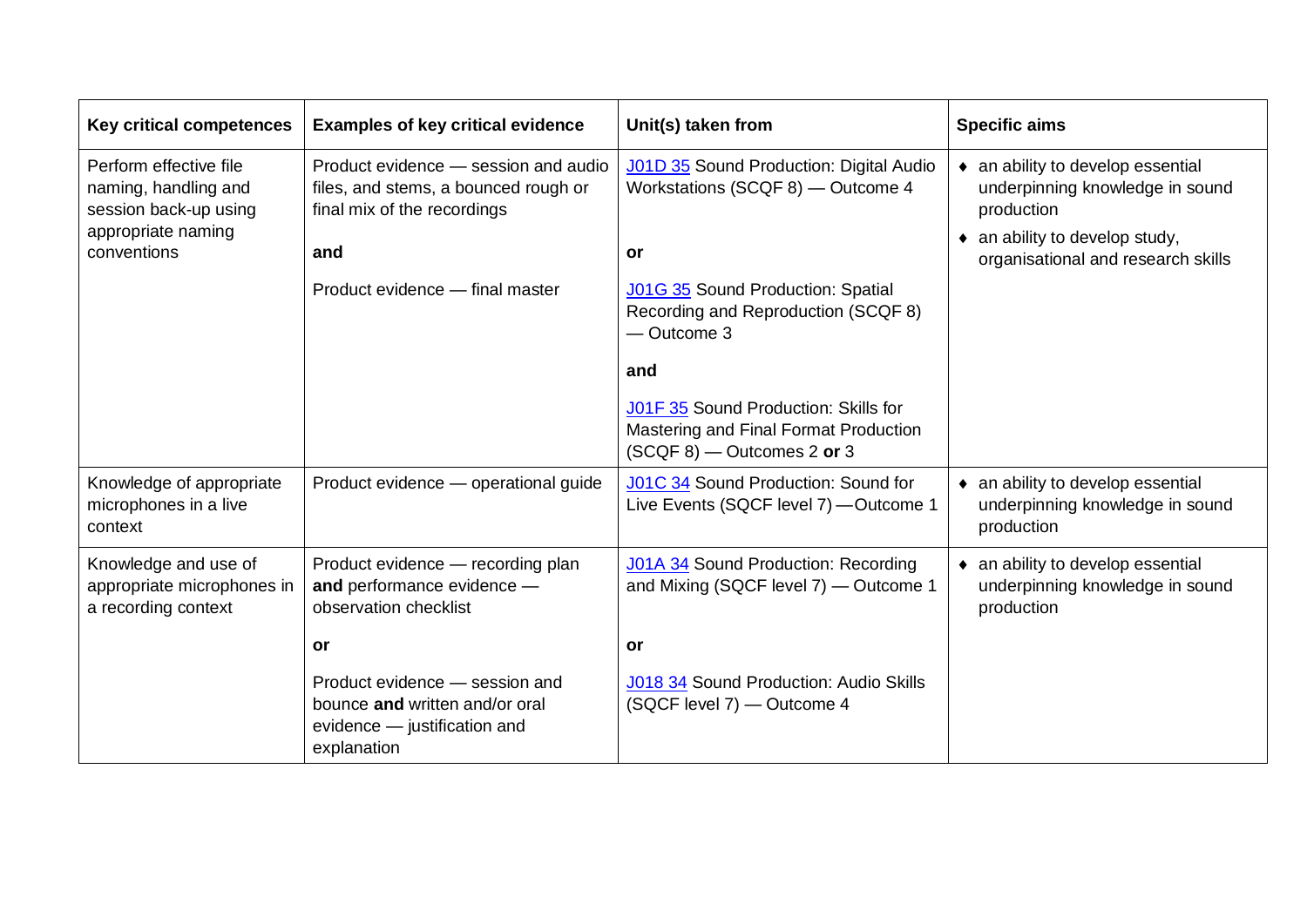| Key critical competences | Examples of key critical evidence | Unit(s) taken from | Specific aims |
|---|---|---|---|
| Perform effective file naming, handling and session back-up using appropriate naming conventions | Product evidence — session and audio files, and stems, a bounced rough or final mix of the recordings<br><br>**and**<br><br>Product evidence — final master | J01D 35 Sound Production: Digital Audio Workstations (SCQF 8) — Outcome 4<br><br>**or**<br><br>J01G 35 Sound Production: Spatial Recording and Reproduction (SCQF 8) — Outcome 3<br><br>**and**<br><br>J01F 35 Sound Production: Skills for Mastering and Final Format Production (SCQF 8) — Outcomes 2 **or** 3 | ♦ an ability to develop essential underpinning knowledge in sound production<br>♦ an ability to develop study, organisational and research skills |
| Knowledge of appropriate microphones in a live context | Product evidence — operational guide | J01C 34 Sound Production: Sound for Live Events (SQCF level 7) —Outcome 1 | ♦ an ability to develop essential underpinning knowledge in sound production |
| Knowledge and use of appropriate microphones in a recording context | Product evidence — recording plan **and** performance evidence — observation checklist<br><br>**or**<br><br>Product evidence — session and bounce **and** written and/or oral evidence — justification and explanation | J01A 34 Sound Production: Recording and Mixing (SQCF level 7) — Outcome 1<br><br>**or**<br><br>J018 34 Sound Production: Audio Skills (SQCF level 7) — Outcome 4 | ♦ an ability to develop essential underpinning knowledge in sound production |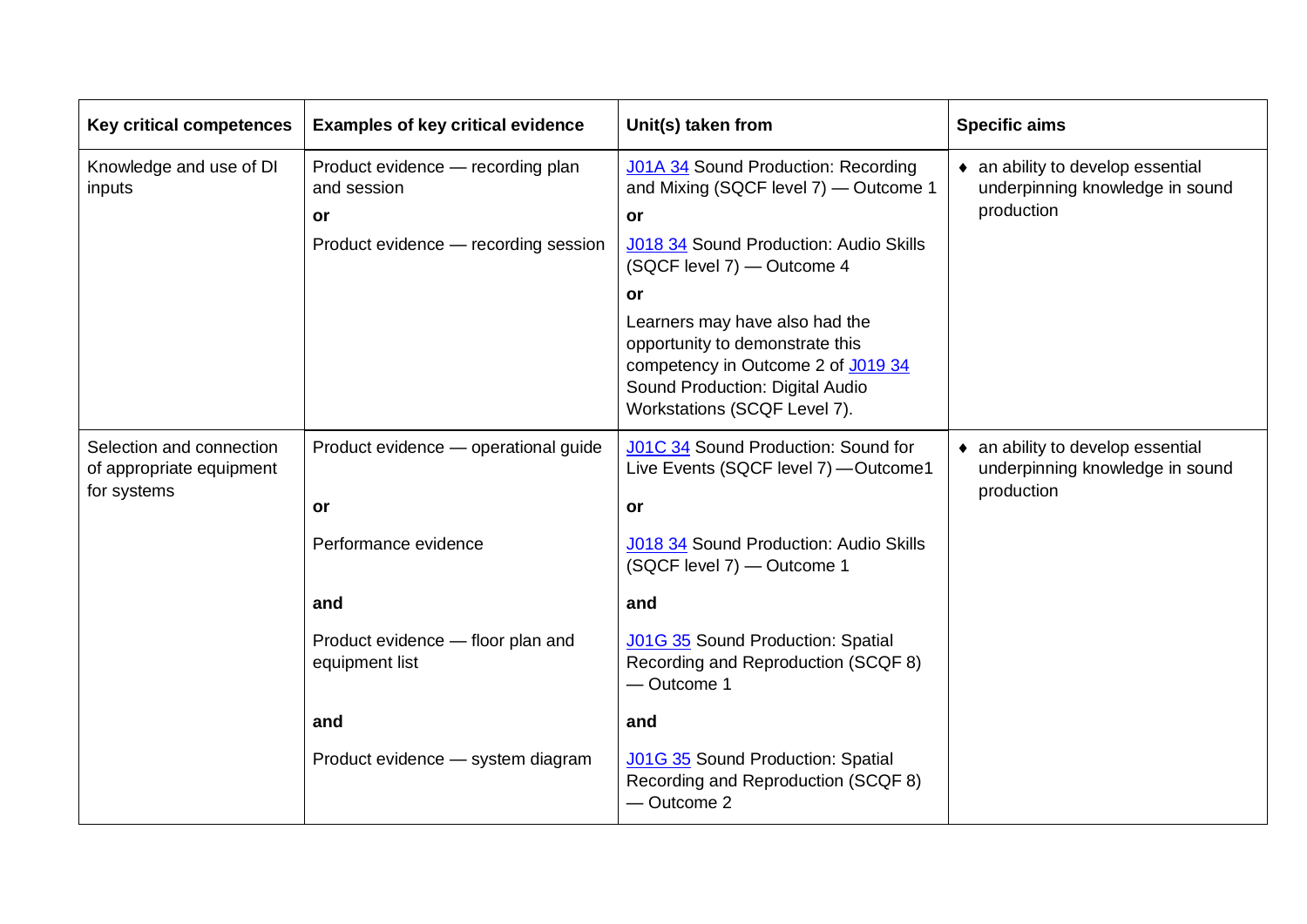| Key critical competences | Examples of key critical evidence | Unit(s) taken from | Specific aims |
|---|---|---|---|
| Knowledge and use of DI inputs | Product evidence — recording plan and session<br>**or**<br>Product evidence — recording session | J01A 34 Sound Production: Recording and Mixing (SQCF level 7) — Outcome 1<br>**or**<br>J018 34 Sound Production: Audio Skills (SQCF level 7) — Outcome 4<br>**or**<br>Learners may have also had the opportunity to demonstrate this competency in Outcome 2 of J019 34 Sound Production: Digital Audio Workstations (SQCF Level 7). | ♦ an ability to develop essential underpinning knowledge in sound production |
| Selection and connection of appropriate equipment for systems | Product evidence — operational guide<br>**or**<br>Performance evidence<br>**and**<br>Product evidence — floor plan and equipment list<br>**and**<br>Product evidence — system diagram | J01C 34 Sound Production: Sound for Live Events (SQCF level 7) —Outcome1<br>**or**<br>J018 34 Sound Production: Audio Skills (SQCF level 7) — Outcome 1<br>**and**<br>J01G 35 Sound Production: Spatial Recording and Reproduction (SCQF 8) — Outcome 1<br>**and**<br>J01G 35 Sound Production: Spatial Recording and Reproduction (SCQF 8) — Outcome 2 | ♦ an ability to develop essential underpinning knowledge in sound production |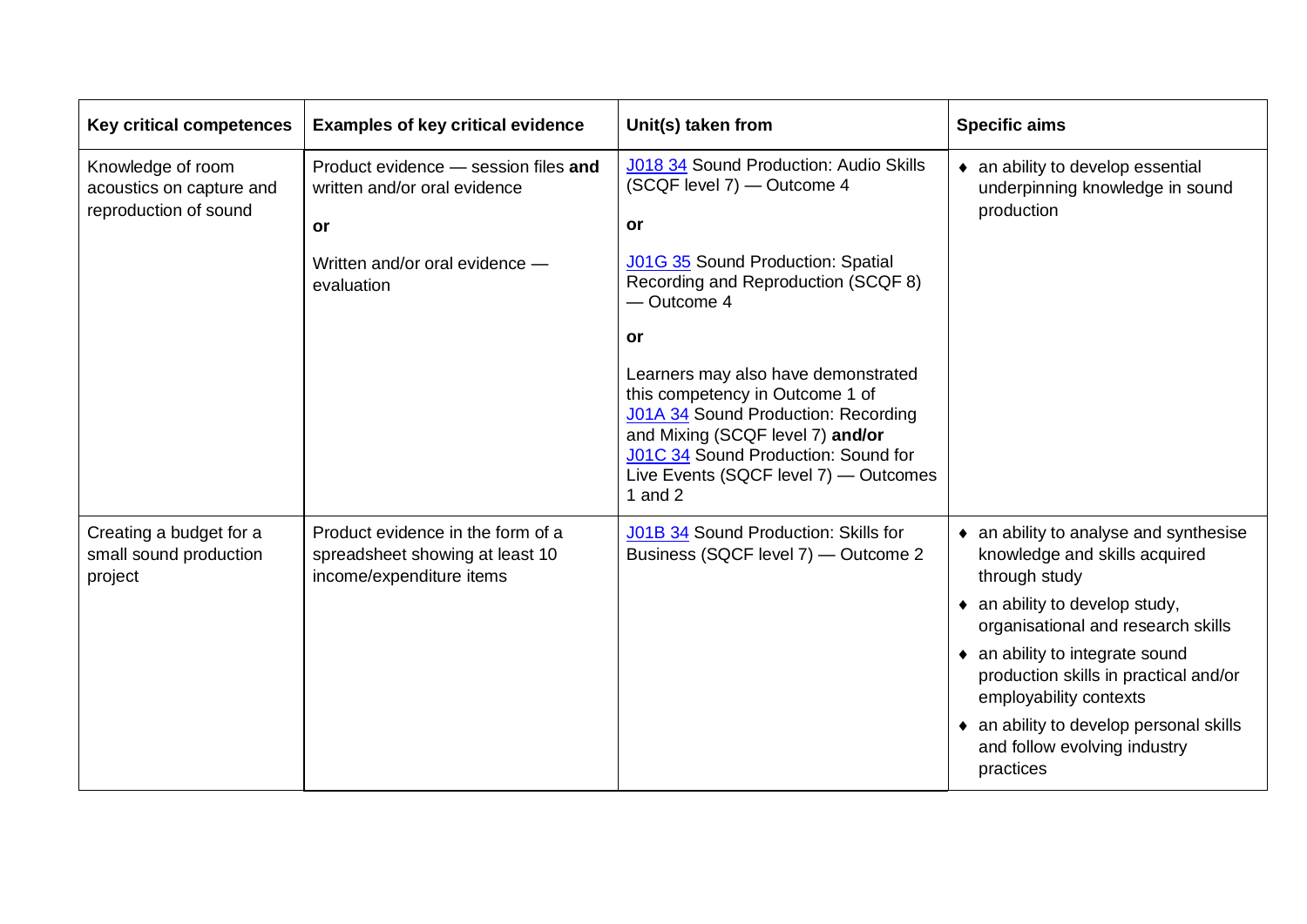| Key critical competences | Examples of key critical evidence | Unit(s) taken from | Specific aims |
|---|---|---|---|
| Knowledge of room acoustics on capture and reproduction of sound | Product evidence — session files **and** written and/or oral evidence<br><br>**or**<br><br>Written and/or oral evidence — evaluation | J018 34 Sound Production: Audio Skills (SCQF level 7) — Outcome 4<br><br>**or**<br><br>J01G 35 Sound Production: Spatial Recording and Reproduction (SCQF 8) — Outcome 4<br><br>**or**<br><br>Learners may also have demonstrated this competency in Outcome 1 of J01A 34 Sound Production: Recording and Mixing (SCQF level 7) **and/or** J01C 34 Sound Production: Sound for Live Events (SQCF level 7) — Outcomes 1 and 2 | ♦ an ability to develop essential underpinning knowledge in sound production |
| Creating a budget for a small sound production project | Product evidence in the form of a spreadsheet showing at least 10 income/expenditure items | J01B 34 Sound Production: Skills for Business (SQCF level 7) — Outcome 2 | ♦ an ability to analyse and synthesise knowledge and skills acquired through study<br>♦ an ability to develop study, organisational and research skills<br>♦ an ability to integrate sound production skills in practical and/or employability contexts<br>♦ an ability to develop personal skills and follow evolving industry practices |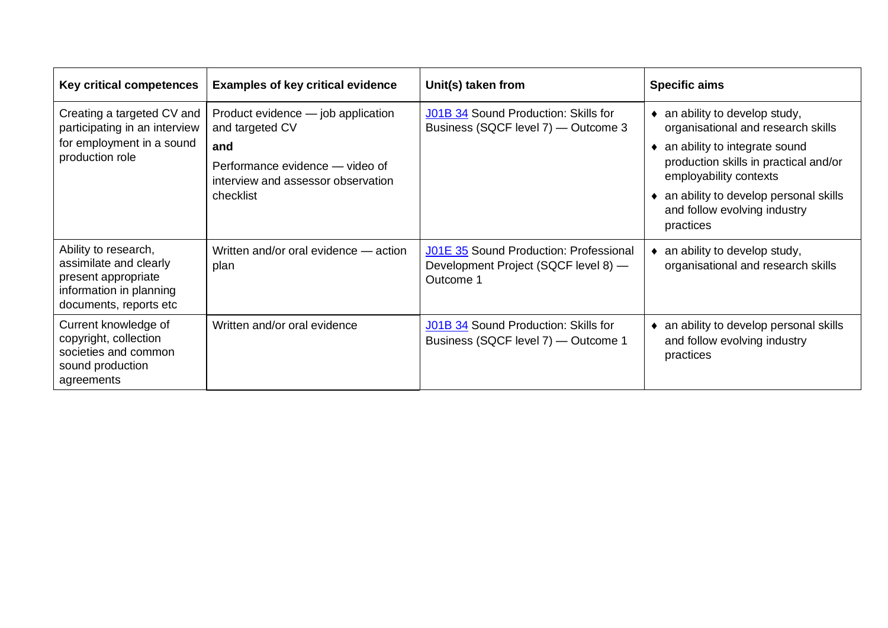| Key critical competences | Examples of key critical evidence | Unit(s) taken from | Specific aims |
|---|---|---|---|
| Creating a targeted CV and participating in an interview for employment in a sound production role | Product evidence — job application and targeted CV<br>**and**<br>Performance evidence — video of interview and assessor observation checklist | J01B 34 Sound Production: Skills for Business (SQCF level 7) — Outcome 3 | ♦ an ability to develop study, organisational and research skills<br>♦ an ability to integrate sound production skills in practical and/or employability contexts<br>♦ an ability to develop personal skills and follow evolving industry practices |
| Ability to research, assimilate and clearly present appropriate information in planning documents, reports etc | Written and/or oral evidence — action plan | J01E 35 Sound Production: Professional Development Project (SQCF level 8) — Outcome 1 | ♦ an ability to develop study, organisational and research skills |
| Current knowledge of copyright, collection societies and common sound production agreements | Written and/or oral evidence | J01B 34 Sound Production: Skills for Business (SQCF level 7) — Outcome 1 | ♦ an ability to develop personal skills and follow evolving industry practices |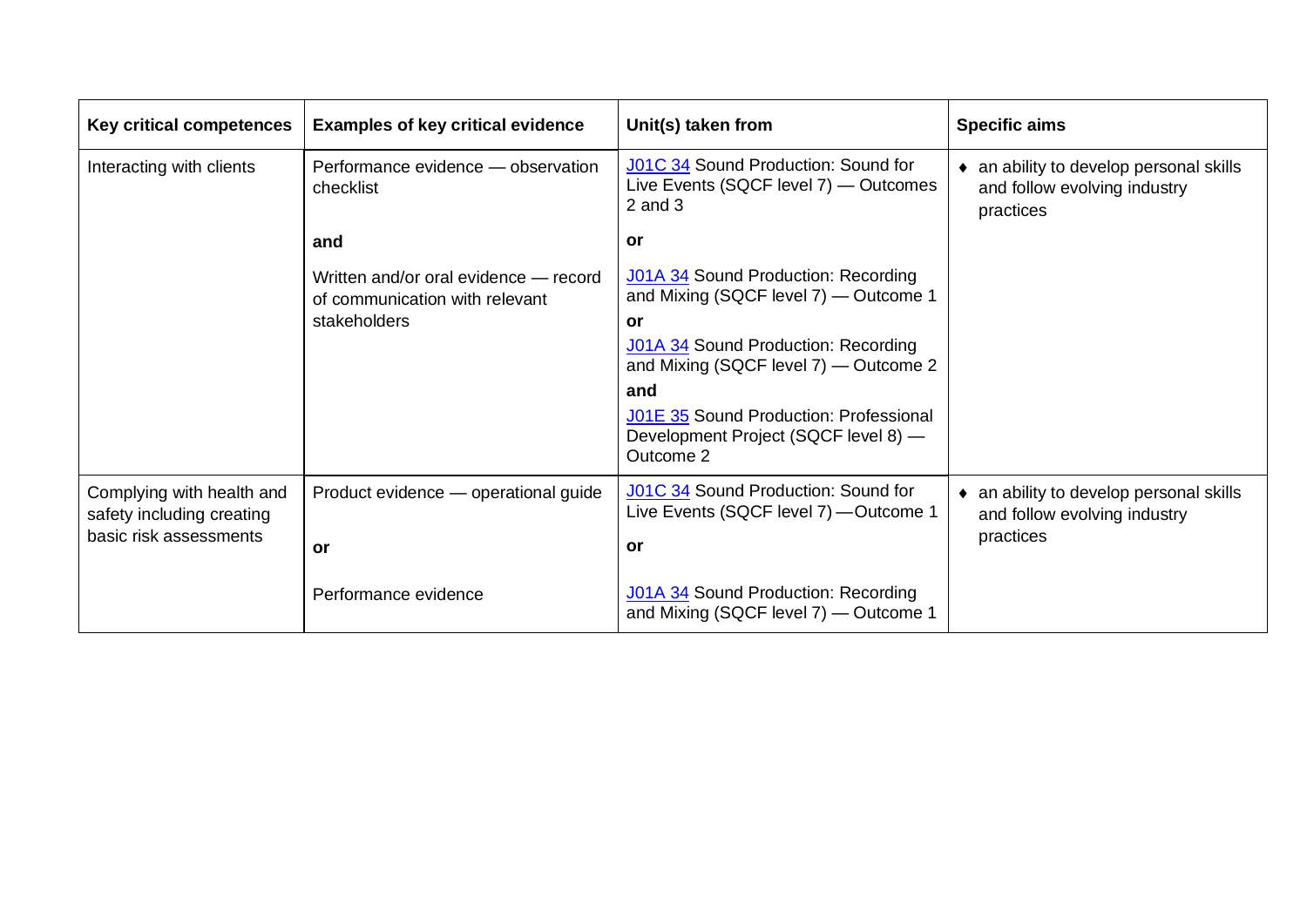| Key critical competences | Examples of key critical evidence | Unit(s) taken from | Specific aims |
|---|---|---|---|
| Interacting with clients | Performance evidence — observation checklist<br><br>**and**<br><br>Written and/or oral evidence — record of communication with relevant stakeholders | J01C 34 Sound Production: Sound for Live Events (SQCF level 7) — Outcomes 2 and 3<br><br>**or**<br><br>J01A 34 Sound Production: Recording and Mixing (SQCF level 7) — Outcome 1<br>**or**<br>J01A 34 Sound Production: Recording and Mixing (SQCF level 7) — Outcome 2<br>**and**<br>J01E 35 Sound Production: Professional Development Project (SQCF level 8) — Outcome 2 | ♦ an ability to develop personal skills and follow evolving industry practices |
| Complying with health and safety including creating basic risk assessments | Product evidence — operational guide<br><br>**or**<br><br>Performance evidence | J01C 34 Sound Production: Sound for Live Events (SQCF level 7) —Outcome 1<br><br>**or**<br><br>J01A 34 Sound Production: Recording and Mixing (SQCF level 7) — Outcome 1 | ♦ an ability to develop personal skills and follow evolving industry practices |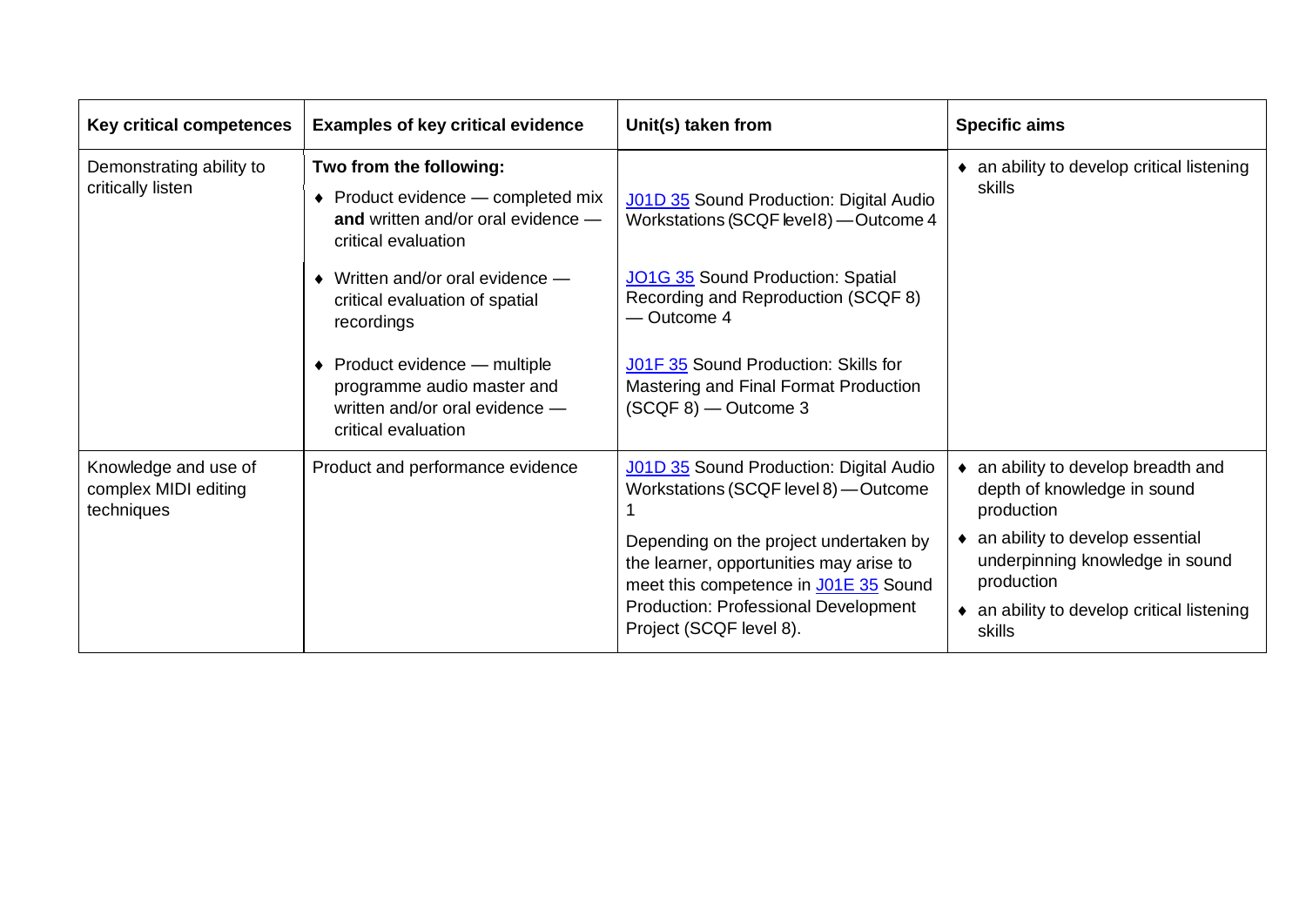| Key critical competences | Examples of key critical evidence | Unit(s) taken from | Specific aims |
|---|---|---|---|
| Demonstrating ability to critically listen | **Two from the following:**<br>◆ Product evidence — completed mix **and** written and/or oral evidence — critical evaluation<br>◆ Written and/or oral evidence — critical evaluation of spatial recordings<br>◆ Product evidence — multiple programme audio master and written and/or oral evidence — critical evaluation | J01D 35 Sound Production: Digital Audio Workstations (SCQF level 8) — Outcome 4<br>JO1G 35 Sound Production: Spatial Recording and Reproduction (SCQF 8) — Outcome 4<br>J01F 35 Sound Production: Skills for Mastering and Final Format Production (SCQF 8) — Outcome 3 | ◆ an ability to develop critical listening skills |
| Knowledge and use of complex MIDI editing techniques | Product and performance evidence | J01D 35 Sound Production: Digital Audio Workstations (SCQF level 8) — Outcome 1<br>Depending on the project undertaken by the learner, opportunities may arise to meet this competence in J01E 35 Sound Production: Professional Development Project (SCQF level 8). | ◆ an ability to develop breadth and depth of knowledge in sound production<br>◆ an ability to develop essential underpinning knowledge in sound production<br>◆ an ability to develop critical listening skills |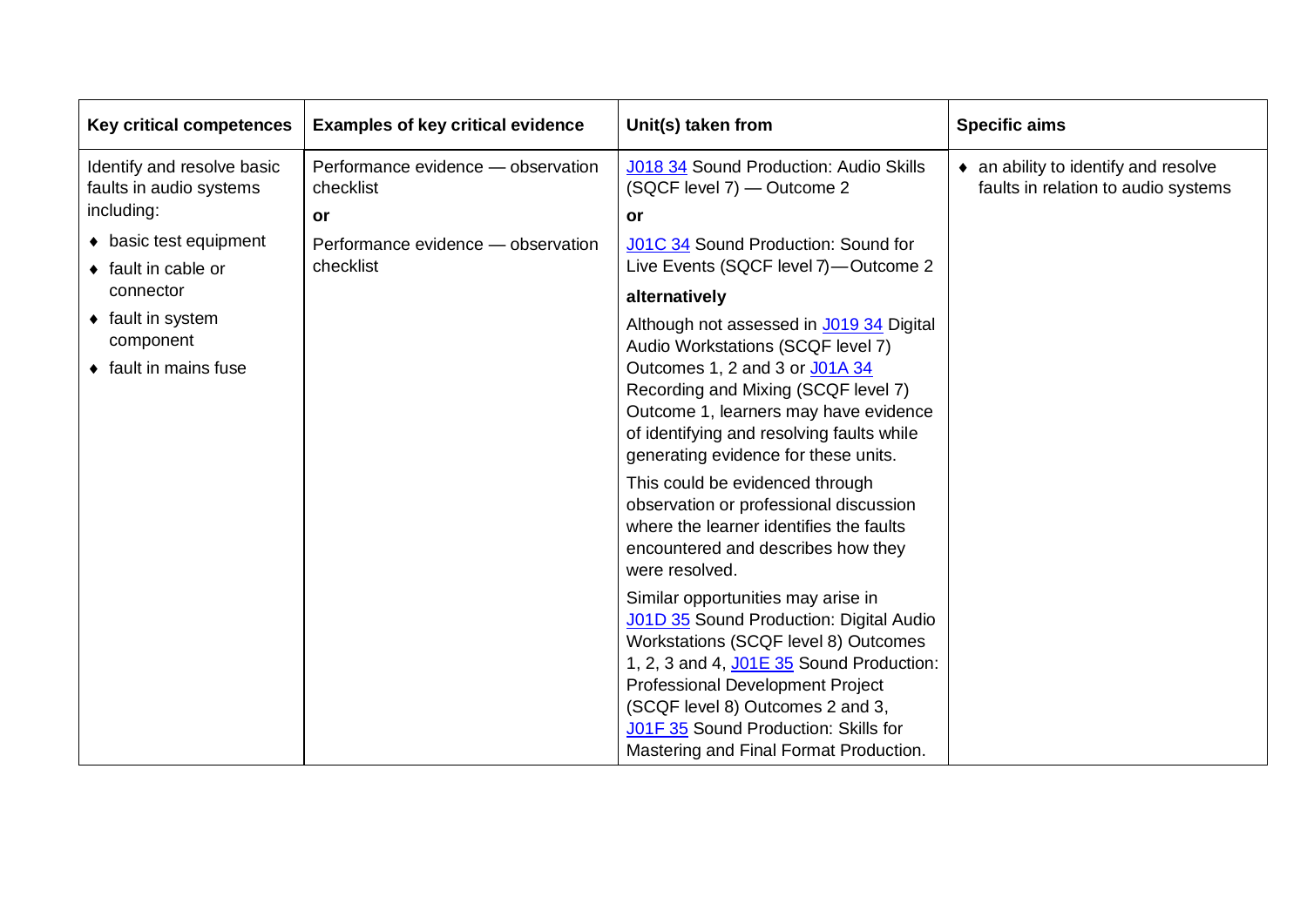| Key critical competences | Examples of key critical evidence | Unit(s) taken from | Specific aims |
|---|---|---|---|
| Identify and resolve basic faults in audio systems including:<br>♦ basic test equipment<br>♦ fault in cable or connector<br>♦ fault in system component<br>♦ fault in mains fuse | Performance evidence — observation checklist<br>**or**<br>Performance evidence — observation checklist | J018 34 Sound Production: Audio Skills (SQCF level 7) — Outcome 2<br>**or**<br>J01C 34 Sound Production: Sound for Live Events (SQCF level 7)—Outcome 2<br>**alternatively**<br>Although not assessed in J019 34 Digital Audio Workstations (SCQF level 7) Outcomes 1, 2 and 3 or J01A 34 Recording and Mixing (SCQF level 7) Outcome 1, learners may have evidence of identifying and resolving faults while generating evidence for these units.<br>This could be evidenced through observation or professional discussion where the learner identifies the faults encountered and describes how they were resolved.<br>Similar opportunities may arise in J01D 35 Sound Production: Digital Audio Workstations (SCQF level 8) Outcomes 1, 2, 3 and 4, J01E 35 Sound Production: Professional Development Project (SCQF level 8) Outcomes 2 and 3, J01F 35 Sound Production: Skills for Mastering and Final Format Production. | ♦ an ability to identify and resolve faults in relation to audio systems |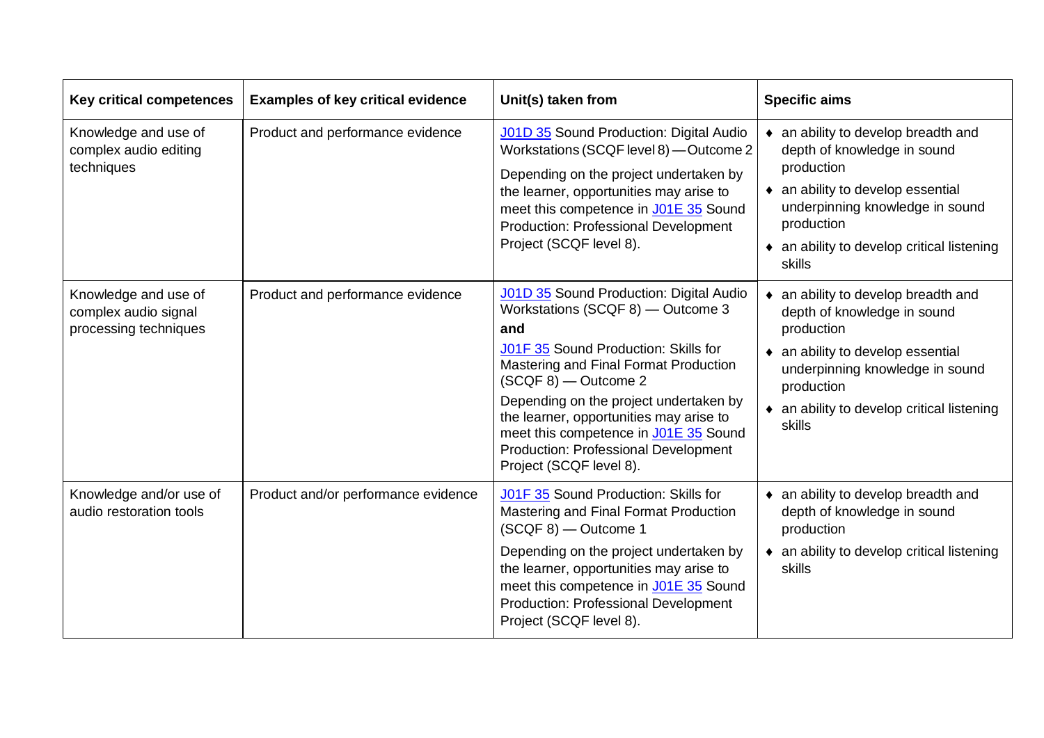| Key critical competences | Examples of key critical evidence | Unit(s) taken from | Specific aims |
|---|---|---|---|
| Knowledge and use of complex audio editing techniques | Product and performance evidence | J01D 35 Sound Production: Digital Audio Workstations (SCQF level 8) — Outcome 2<br><br>Depending on the project undertaken by the learner, opportunities may arise to meet this competence in J01E 35 Sound Production: Professional Development Project (SCQF level 8). | ♦ an ability to develop breadth and depth of knowledge in sound production<br>♦ an ability to develop essential underpinning knowledge in sound production<br>♦ an ability to develop critical listening skills |
| Knowledge and use of complex audio signal processing techniques | Product and performance evidence | J01D 35 Sound Production: Digital Audio Workstations (SCQF 8) — Outcome 3<br>**and**<br>J01F 35 Sound Production: Skills for Mastering and Final Format Production (SCQF 8) — Outcome 2<br><br>Depending on the project undertaken by the learner, opportunities may arise to meet this competence in J01E 35 Sound Production: Professional Development Project (SCQF level 8). | ♦ an ability to develop breadth and depth of knowledge in sound production<br>♦ an ability to develop essential underpinning knowledge in sound production<br>♦ an ability to develop critical listening skills |
| Knowledge and/or use of audio restoration tools | Product and/or performance evidence | J01F 35 Sound Production: Skills for Mastering and Final Format Production (SCQF 8) — Outcome 1<br><br>Depending on the project undertaken by the learner, opportunities may arise to meet this competence in J01E 35 Sound Production: Professional Development Project (SCQF level 8). | ♦ an ability to develop breadth and depth of knowledge in sound production<br>♦ an ability to develop critical listening skills |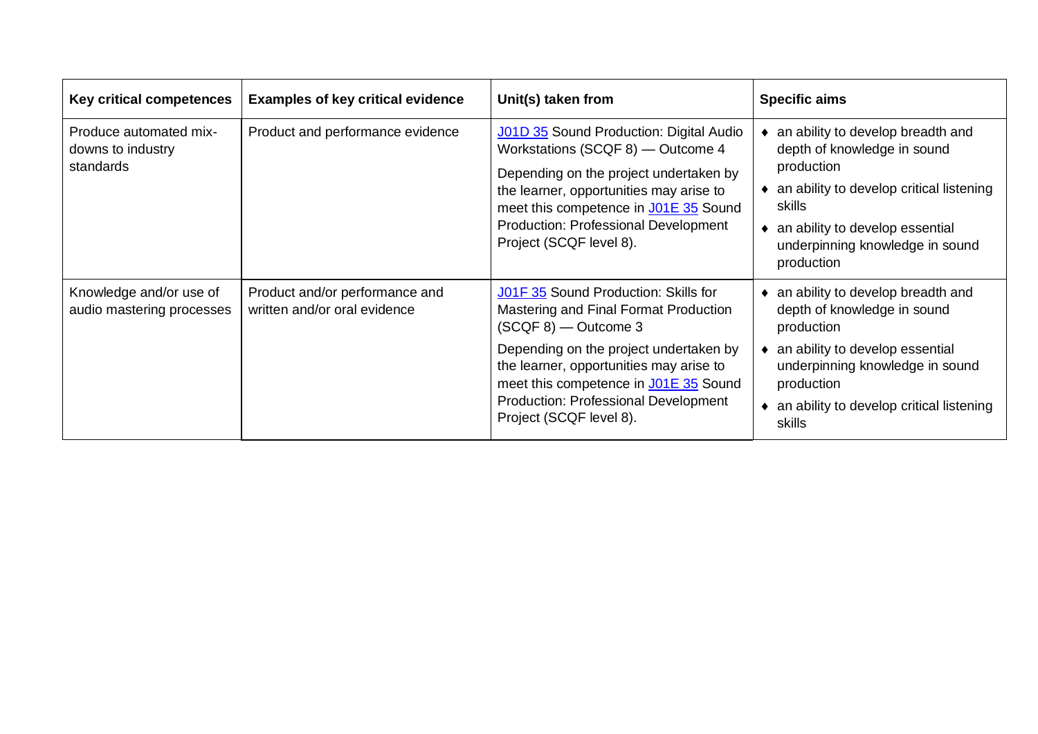| Key critical competences | Examples of key critical evidence | Unit(s) taken from | Specific aims |
|---|---|---|---|
| Produce automated mix-downs to industry standards | Product and performance evidence | J01D 35 Sound Production: Digital Audio Workstations (SCQF 8) — Outcome 4<br><br>Depending on the project undertaken by the learner, opportunities may arise to meet this competence in J01E 35 Sound Production: Professional Development Project (SCQF level 8). | ♦ an ability to develop breadth and depth of knowledge in sound production<br>♦ an ability to develop critical listening skills<br>♦ an ability to develop essential underpinning knowledge in sound production |
| Knowledge and/or use of audio mastering processes | Product and/or performance and written and/or oral evidence | J01F 35 Sound Production: Skills for Mastering and Final Format Production (SCQF 8) — Outcome 3<br><br>Depending on the project undertaken by the learner, opportunities may arise to meet this competence in J01E 35 Sound Production: Professional Development Project (SCQF level 8). | ♦ an ability to develop breadth and depth of knowledge in sound production<br>♦ an ability to develop essential underpinning knowledge in sound production<br>♦ an ability to develop critical listening skills |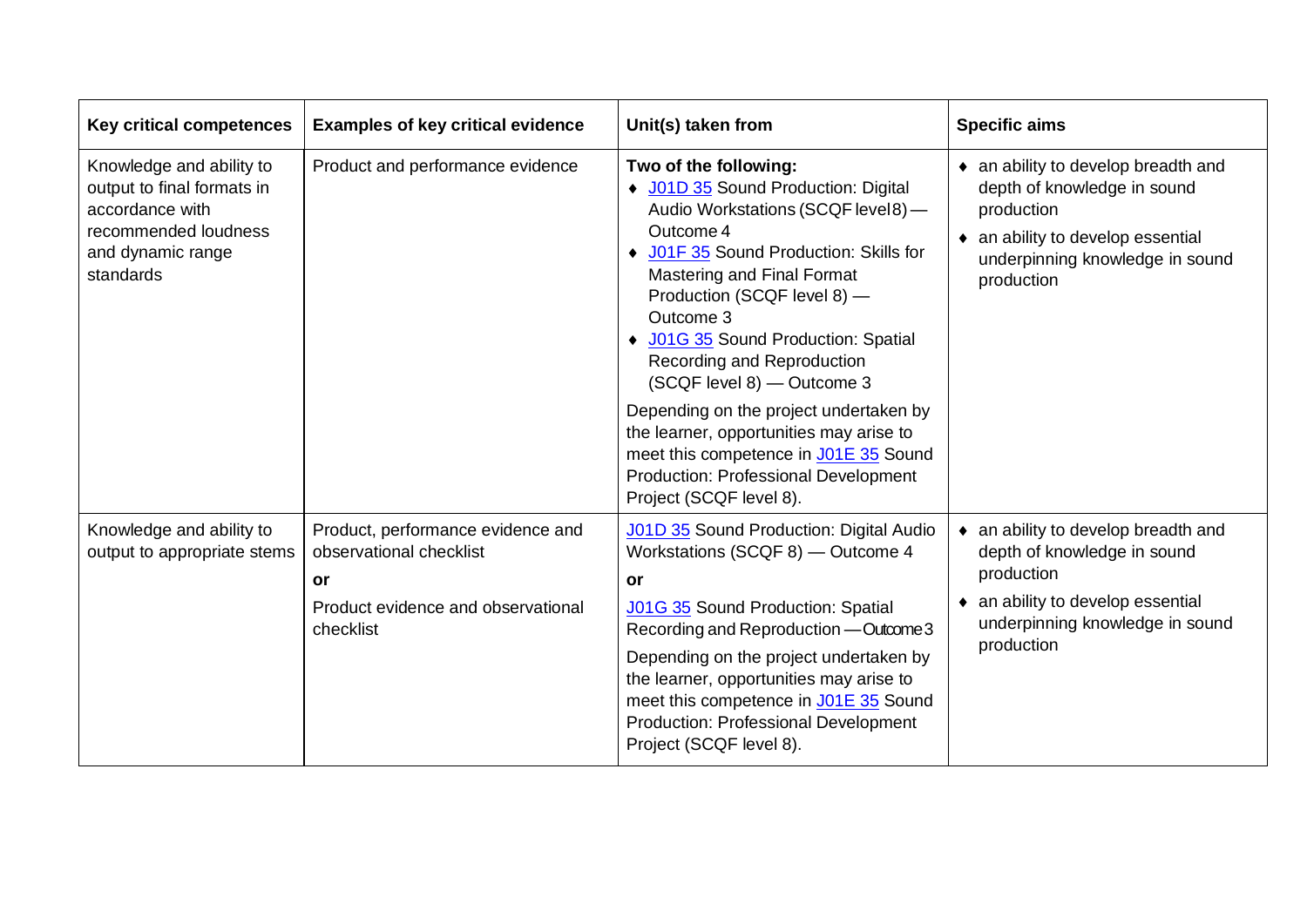| Key critical competences | Examples of key critical evidence | Unit(s) taken from | Specific aims |
|---|---|---|---|
| Knowledge and ability to output to final formats in accordance with recommended loudness and dynamic range standards | Product and performance evidence | **Two of the following:**<br>♦ J01D 35 Sound Production: Digital Audio Workstations (SCQF level8) — Outcome 4<br>♦ J01F 35 Sound Production: Skills for Mastering and Final Format Production (SCQF level 8) — Outcome 3<br>♦ J01G 35 Sound Production: Spatial Recording and Reproduction (SCQF level 8) — Outcome 3<br><br>Depending on the project undertaken by the learner, opportunities may arise to meet this competence in J01E 35 Sound Production: Professional Development Project (SCQF level 8). | ♦ an ability to develop breadth and depth of knowledge in sound production<br>♦ an ability to develop essential underpinning knowledge in sound production |
| Knowledge and ability to output to appropriate stems | Product, performance evidence and observational checklist<br><br>**or**<br><br>Product evidence and observational checklist | J01D 35 Sound Production: Digital Audio Workstations (SCQF 8) — Outcome 4<br><br>**or**<br><br>J01G 35 Sound Production: Spatial Recording and Reproduction — Outcome 3<br><br>Depending on the project undertaken by the learner, opportunities may arise to meet this competence in J01E 35 Sound Production: Professional Development Project (SCQF level 8). | ♦ an ability to develop breadth and depth of knowledge in sound production<br>♦ an ability to develop essential underpinning knowledge in sound production |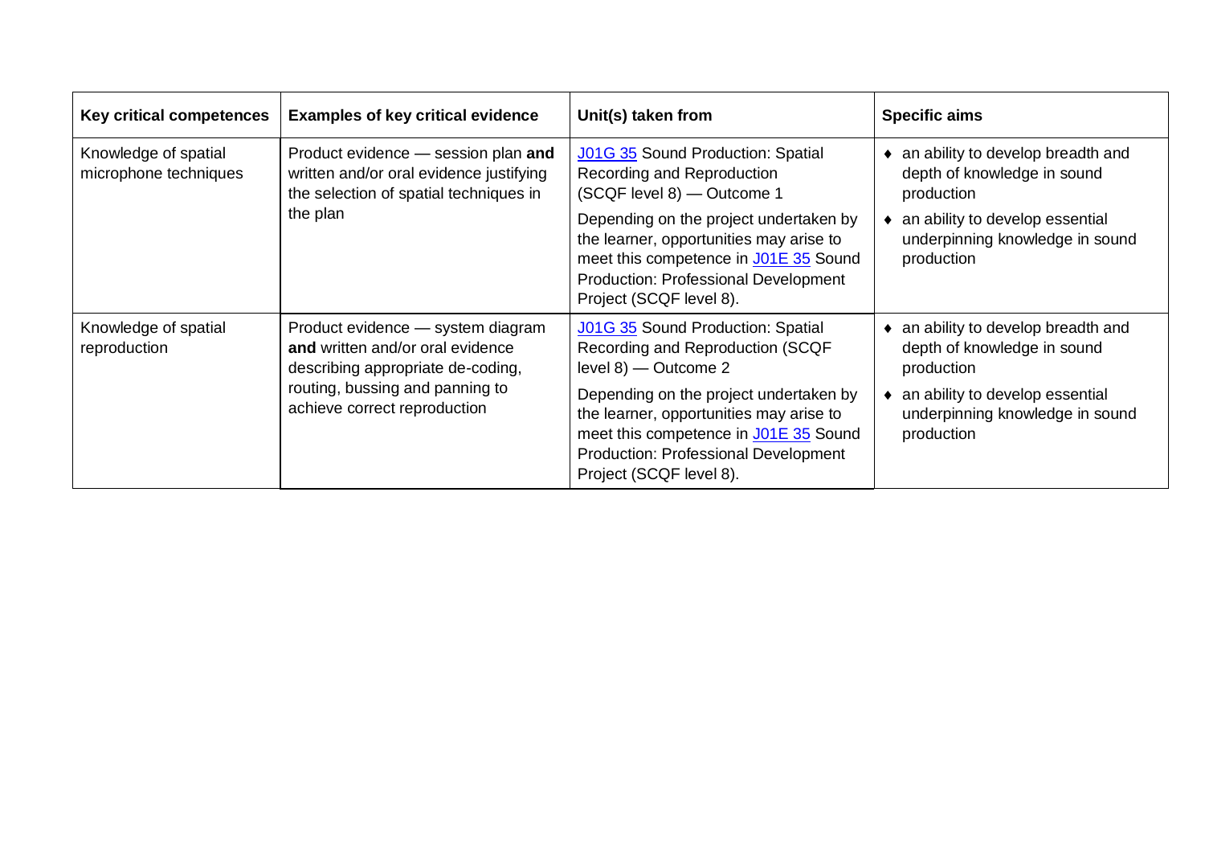| Key critical competences | Examples of key critical evidence | Unit(s) taken from | Specific aims |
|---|---|---|---|
| Knowledge of spatial microphone techniques | Product evidence — session plan **and** written and/or oral evidence justifying the selection of spatial techniques in the plan | J01G 35 Sound Production: Spatial Recording and Reproduction (SCQF level 8) — Outcome 1<br><br>Depending on the project undertaken by the learner, opportunities may arise to meet this competence in J01E 35 Sound Production: Professional Development Project (SCQF level 8). | ♦ an ability to develop breadth and depth of knowledge in sound production<br>♦ an ability to develop essential underpinning knowledge in sound production |
| Knowledge of spatial reproduction | Product evidence — system diagram **and** written and/or oral evidence describing appropriate de-coding, routing, bussing and panning to achieve correct reproduction | J01G 35 Sound Production: Spatial Recording and Reproduction (SCQF level 8) — Outcome 2<br><br>Depending on the project undertaken by the learner, opportunities may arise to meet this competence in J01E 35 Sound Production: Professional Development Project (SCQF level 8). | ♦ an ability to develop breadth and depth of knowledge in sound production<br>♦ an ability to develop essential underpinning knowledge in sound production |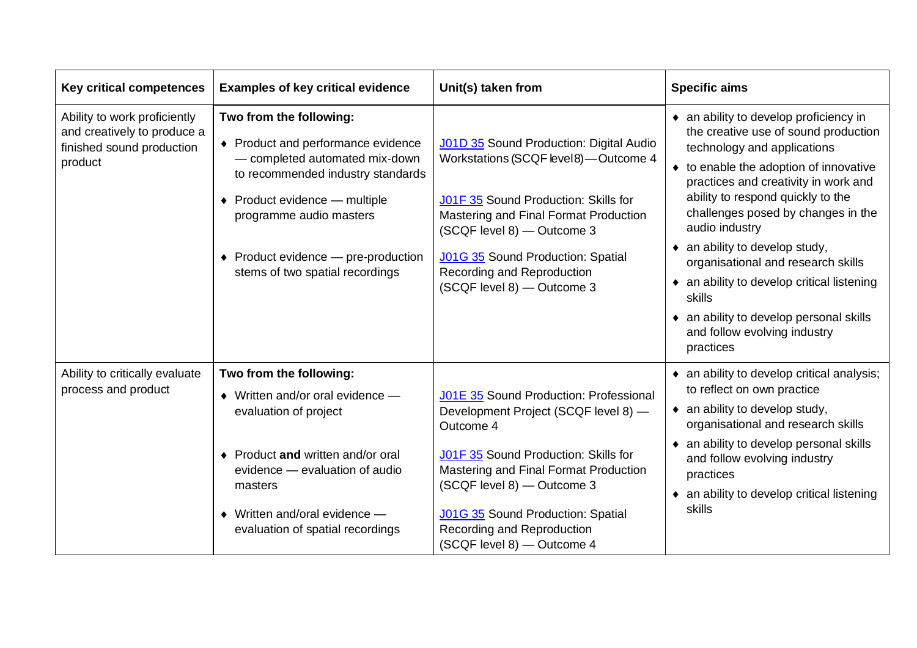| Key critical competences | Examples of key critical evidence | Unit(s) taken from | Specific aims |
|---|---|---|---|
| Ability to work proficiently and creatively to produce a finished sound production product | **Two from the following:**<br>♦ Product and performance evidence — completed automated mix-down to recommended industry standards<br>♦ Product evidence — multiple programme audio masters<br>♦ Product evidence — pre-production stems of two spatial recordings | J01D 35 Sound Production: Digital Audio Workstations (SCQF level 8) — Outcome 4<br><br>J01F 35 Sound Production: Skills for Mastering and Final Format Production (SCQF level 8) — Outcome 3<br><br>J01G 35 Sound Production: Spatial Recording and Reproduction (SCQF level 8) — Outcome 3 | ♦ an ability to develop proficiency in the creative use of sound production technology and applications<br>♦ to enable the adoption of innovative practices and creativity in work and ability to respond quickly to the challenges posed by changes in the audio industry<br>♦ an ability to develop study, organisational and research skills<br>♦ an ability to develop critical listening skills<br>♦ an ability to develop personal skills and follow evolving industry practices |
| Ability to critically evaluate process and product | **Two from the following:**<br>♦ Written and/or oral evidence — evaluation of project<br>♦ Product **and** written and/or oral evidence — evaluation of audio masters<br>♦ Written and/oral evidence — evaluation of spatial recordings | J01E 35 Sound Production: Professional Development Project (SCQF level 8) — Outcome 4<br><br>J01F 35 Sound Production: Skills for Mastering and Final Format Production (SCQF level 8) — Outcome 3<br><br>J01G 35 Sound Production: Spatial Recording and Reproduction (SCQF level 8) — Outcome 4 | ♦ an ability to develop critical analysis; to reflect on own practice<br>♦ an ability to develop study, organisational and research skills<br>♦ an ability to develop personal skills and follow evolving industry practices<br>♦ an ability to develop critical listening skills |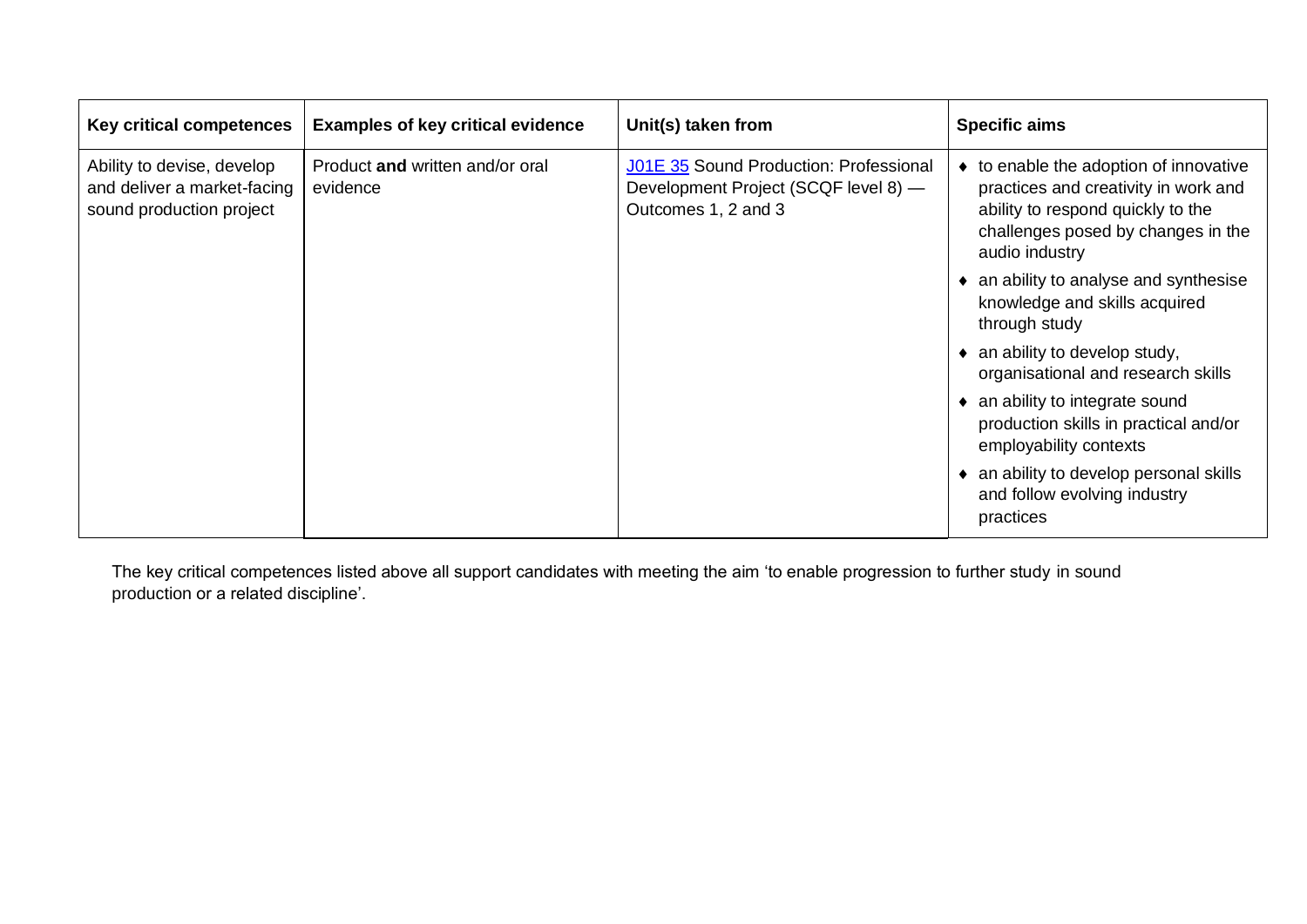| Key critical competences | Examples of key critical evidence | Unit(s) taken from | Specific aims |
|---|---|---|---|
| Ability to devise, develop and deliver a market-facing sound production project | Product **and** written and/or oral evidence | J01E 35 Sound Production: Professional Development Project (SCQF level 8) — Outcomes 1, 2 and 3 | ♦ to enable the adoption of innovative practices and creativity in work and ability to respond quickly to the challenges posed by changes in the audio industry<br>♦ an ability to analyse and synthesise knowledge and skills acquired through study<br>♦ an ability to develop study, organisational and research skills<br>♦ an ability to integrate sound production skills in practical and/or employability contexts<br>♦ an ability to develop personal skills and follow evolving industry practices |

The key critical competences listed above all support candidates with meeting the aim 'to enable progression to further study in sound production or a related discipline'.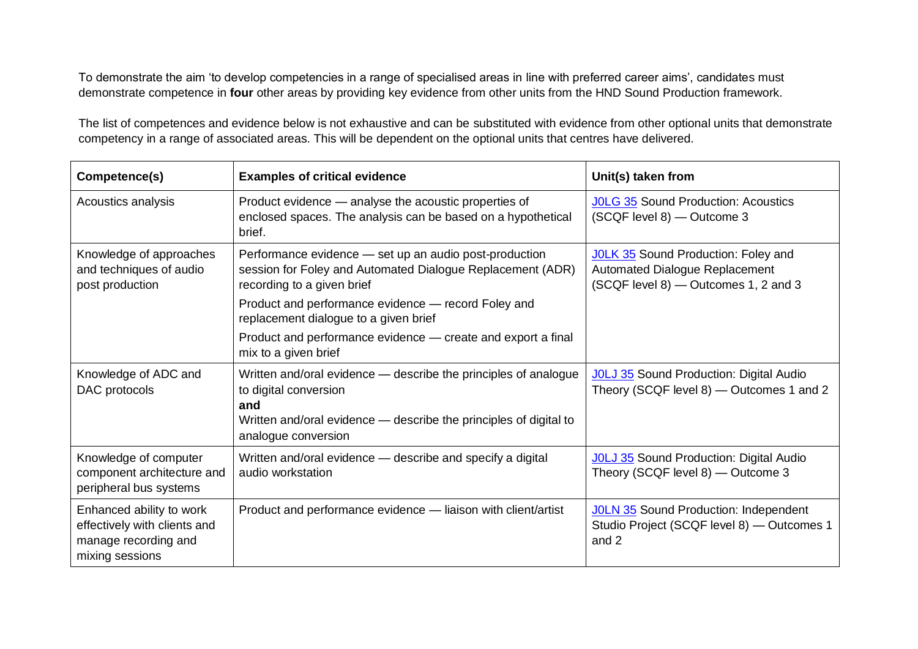To demonstrate the aim 'to develop competencies in a range of specialised areas in line with preferred career aims', candidates must demonstrate competence in **four** other areas by providing key evidence from other units from the HND Sound Production framework.

The list of competences and evidence below is not exhaustive and can be substituted with evidence from other optional units that demonstrate competency in a range of associated areas. This will be dependent on the optional units that centres have delivered.

| Competence(s) | Examples of critical evidence | Unit(s) taken from |
|---|---|---|
| Acoustics analysis | Product evidence — analyse the acoustic properties of enclosed spaces. The analysis can be based on a hypothetical brief. | J0LG 35 Sound Production: Acoustics (SCQF level 8) — Outcome 3 |
| Knowledge of approaches and techniques of audio post production | Performance evidence — set up an audio post-production session for Foley and Automated Dialogue Replacement (ADR) recording to a given brief<br>Product and performance evidence — record Foley and replacement dialogue to a given brief<br>Product and performance evidence — create and export a final mix to a given brief | J0LK 35 Sound Production: Foley and Automated Dialogue Replacement (SCQF level 8) — Outcomes 1, 2 and 3 |
| Knowledge of ADC and DAC protocols | Written and/oral evidence — describe the principles of analogue to digital conversion<br>**and**<br>Written and/oral evidence — describe the principles of digital to analogue conversion | J0LJ 35 Sound Production: Digital Audio Theory (SCQF level 8) — Outcomes 1 and 2 |
| Knowledge of computer component architecture and peripheral bus systems | Written and/oral evidence — describe and specify a digital audio workstation | J0LJ 35 Sound Production: Digital Audio Theory (SCQF level 8) — Outcome 3 |
| Enhanced ability to work effectively with clients and manage recording and mixing sessions | Product and performance evidence — liaison with client/artist | J0LN 35 Sound Production: Independent Studio Project (SCQF level 8) — Outcomes 1 and 2 |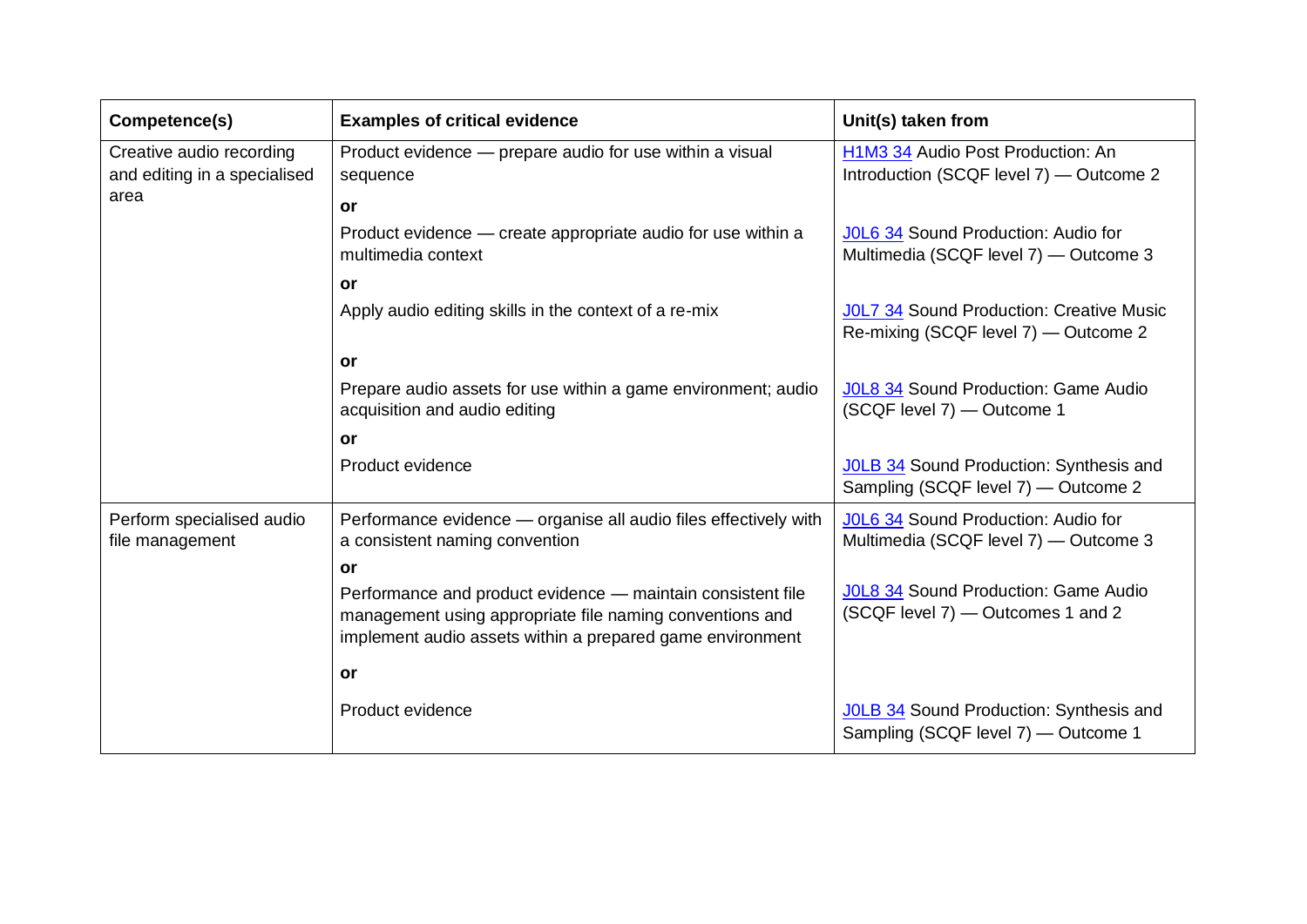| Competence(s) | Examples of critical evidence | Unit(s) taken from |
|---|---|---|
| Creative audio recording and editing in a specialised area | Product evidence — prepare audio for use within a visual sequence | H1M3 34 Audio Post Production: An Introduction (SCQF level 7) — Outcome 2 |
| | **or** | |
| | Product evidence — create appropriate audio for use within a multimedia context | J0L6 34 Sound Production: Audio for Multimedia (SCQF level 7) — Outcome 3 |
| | **or** | |
| | Apply audio editing skills in the context of a re-mix | J0L7 34 Sound Production: Creative Music Re-mixing (SCQF level 7) — Outcome 2 |
| | **or** | |
| | Prepare audio assets for use within a game environment; audio acquisition and audio editing | J0L8 34 Sound Production: Game Audio (SCQF level 7) — Outcome 1 |
| | **or** | |
| | Product evidence | J0LB 34 Sound Production: Synthesis and Sampling (SCQF level 7) — Outcome 2 |
| Perform specialised audio file management | Performance evidence — organise all audio files effectively with a consistent naming convention | J0L6 34 Sound Production: Audio for Multimedia (SCQF level 7) — Outcome 3 |
| | **or** | |
| | Performance and product evidence — maintain consistent file management using appropriate file naming conventions and implement audio assets within a prepared game environment | J0L8 34 Sound Production: Game Audio (SCQF level 7) — Outcomes 1 and 2 |
| | **or** | |
| | Product evidence | J0LB 34 Sound Production: Synthesis and Sampling (SCQF level 7) — Outcome 1 |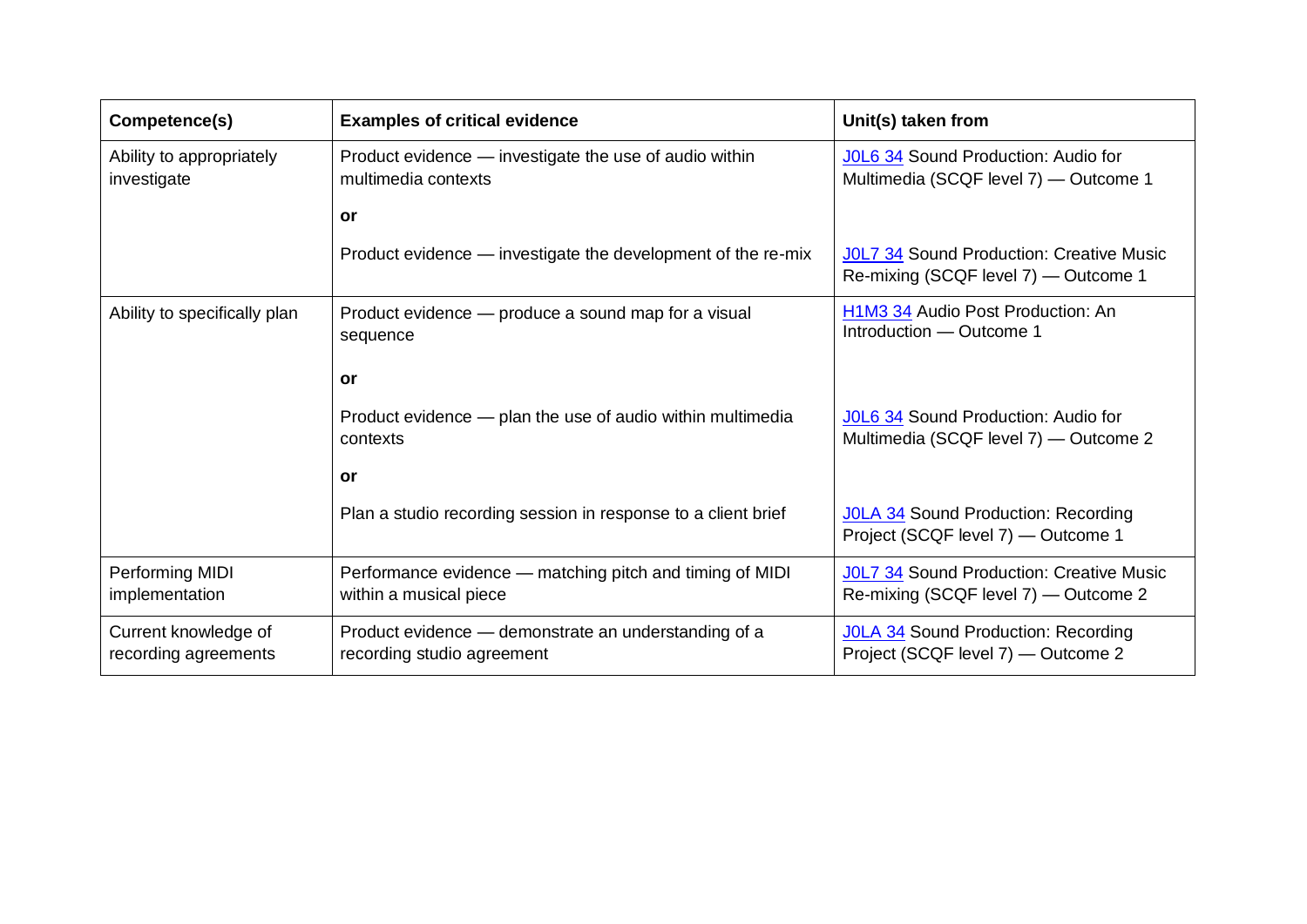| Competence(s) | Examples of critical evidence | Unit(s) taken from |
|---|---|---|
| Ability to appropriately investigate | Product evidence — investigate the use of audio within multimedia contexts | J0L6 34 Sound Production: Audio for Multimedia (SCQF level 7) — Outcome 1 |
| | **or** | |
| | Product evidence — investigate the development of the re-mix | J0L7 34 Sound Production: Creative Music Re-mixing (SCQF level 7) — Outcome 1 |
| Ability to specifically plan | Product evidence — produce a sound map for a visual sequence | H1M3 34 Audio Post Production: An Introduction — Outcome 1 |
| | **or** | |
| | Product evidence — plan the use of audio within multimedia contexts | J0L6 34 Sound Production: Audio for Multimedia (SCQF level 7) — Outcome 2 |
| | **or** | |
| | Plan a studio recording session in response to a client brief | J0LA 34 Sound Production: Recording Project (SCQF level 7) — Outcome 1 |
| Performing MIDI implementation | Performance evidence — matching pitch and timing of MIDI within a musical piece | J0L7 34 Sound Production: Creative Music Re-mixing (SCQF level 7) — Outcome 2 |
| Current knowledge of recording agreements | Product evidence — demonstrate an understanding of a recording studio agreement | J0LA 34 Sound Production: Recording Project (SCQF level 7) — Outcome 2 |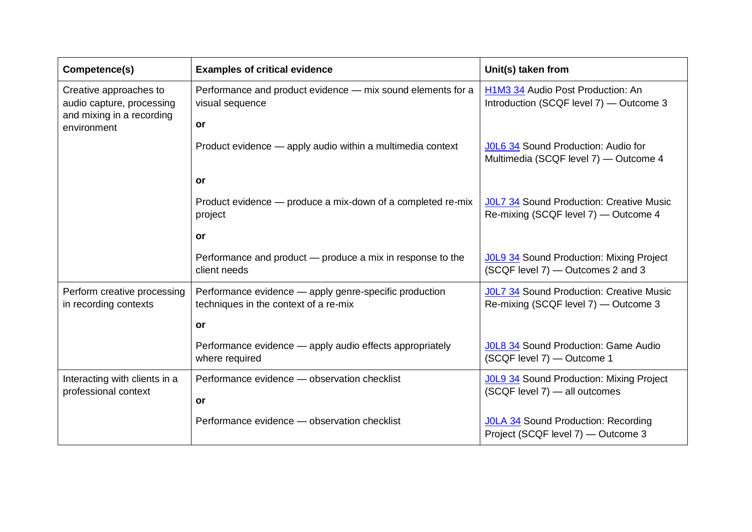| Competence(s) | Examples of critical evidence | Unit(s) taken from |
|---|---|---|
| Creative approaches to audio capture, processing and mixing in a recording environment | Performance and product evidence — mix sound elements for a visual sequence | H1M3 34 Audio Post Production: An Introduction (SCQF level 7) — Outcome 3 |
| | **or** | |
| | Product evidence — apply audio within a multimedia context | J0L6 34 Sound Production: Audio for Multimedia (SCQF level 7) — Outcome 4 |
| | **or** | |
| | Product evidence — produce a mix-down of a completed re-mix project | J0L7 34 Sound Production: Creative Music Re-mixing (SCQF level 7) — Outcome 4 |
| | **or** | |
| | Performance and product — produce a mix in response to the client needs | J0L9 34 Sound Production: Mixing Project (SCQF level 7) — Outcomes 2 and 3 |
| Perform creative processing in recording contexts | Performance evidence — apply genre-specific production techniques in the context of a re-mix | J0L7 34 Sound Production: Creative Music Re-mixing (SCQF level 7) — Outcome 3 |
| | **or** | |
| | Performance evidence — apply audio effects appropriately where required | J0L8 34 Sound Production: Game Audio (SCQF level 7) — Outcome 1 |
| Interacting with clients in a professional context | Performance evidence — observation checklist | J0L9 34 Sound Production: Mixing Project (SCQF level 7) — all outcomes |
| | **or** | |
| | Performance evidence — observation checklist | J0LA 34 Sound Production: Recording Project (SCQF level 7) — Outcome 3 |